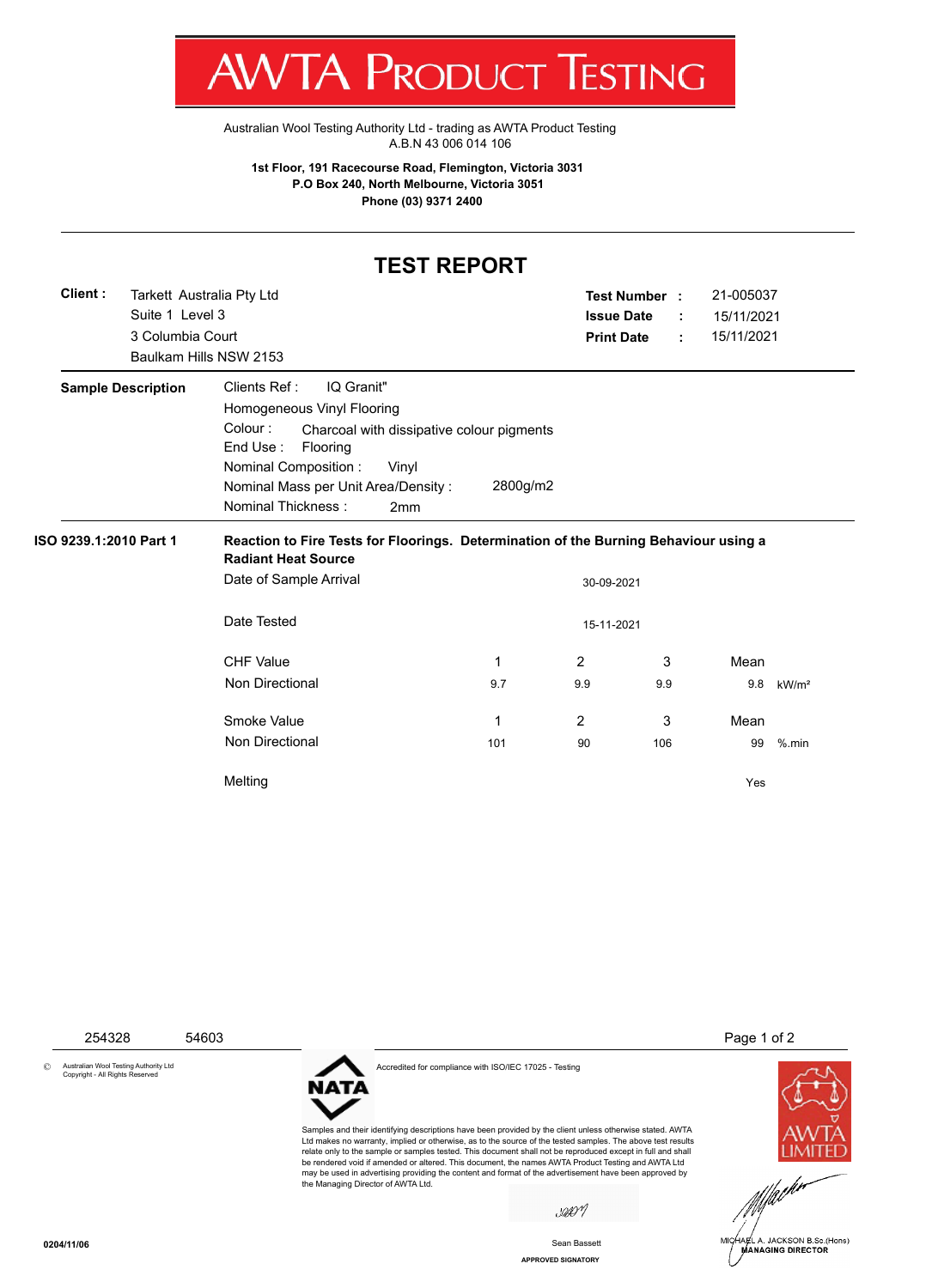# AWTA PRODUCT TESTING

Australian Wool Testing Authority Ltd - trading as AWTA Product Testing
A.B.N 43 006 014 106

**1st Floor, 191 Racecourse Road, Flemington, Victoria 3031**
**P.O Box 240, North Melbourne, Victoria 3051**
**Phone (03) 9371 2400**

## TEST REPORT

**Client :** Tarkett Australia Pty Ltd
Suite 1 Level 3
3 Columbia Court
Baulkam Hills NSW 2153

**Test Number :** 21-005037
**Issue Date :** 15/11/2021
**Print Date :** 15/11/2021

**Sample Description**

Clients Ref : IQ Granit"
Homogeneous Vinyl Flooring
Colour : Charcoal with dissipative colour pigments
End Use : Flooring
Nominal Composition : Vinyl
Nominal Mass per Unit Area/Density : 2800g/m2
Nominal Thickness : 2mm

**ISO 9239.1:2010 Part 1** **Reaction to Fire Tests for Floorings. Determination of the Burning Behaviour using a Radiant Heat Source**

Date of Sample Arrival: 30-09-2021

Date Tested: 15-11-2021

| CHF Value | 1 | 2 | 3 | Mean | |
|---|---|---|---|---|---|
| Non Directional | 9.7 | 9.9 | 9.9 | 9.8 | kW/m² |

| Smoke Value | 1 | 2 | 3 | Mean | |
|---|---|---|---|---|---|
| Non Directional | 101 | 90 | 106 | 99 | %.min |

Melting: Yes

254328 54603

© Australian Wool Testing Authority Ltd Copyright - All Rights Reserved

NATA — Accredited for compliance with ISO/IEC 17025 - Testing

Samples and their identifying descriptions have been provided by the client unless otherwise stated. AWTA Ltd makes no warranty, implied or otherwise, as to the source of the tested samples. The above test results relate only to the sample or samples tested. This document shall not be reproduced except in full and shall be rendered void if amended or altered. This document, the names AWTA Product Testing and AWTA Ltd may be used in advertising providing the content and format of the advertisement have been approved by the Managing Director of AWTA Ltd.

Sean Bassett
APPROVED SIGNATORY

MICHAEL A. JACKSON B.Sc.(Hons)
MANAGING DIRECTOR

0204/11/06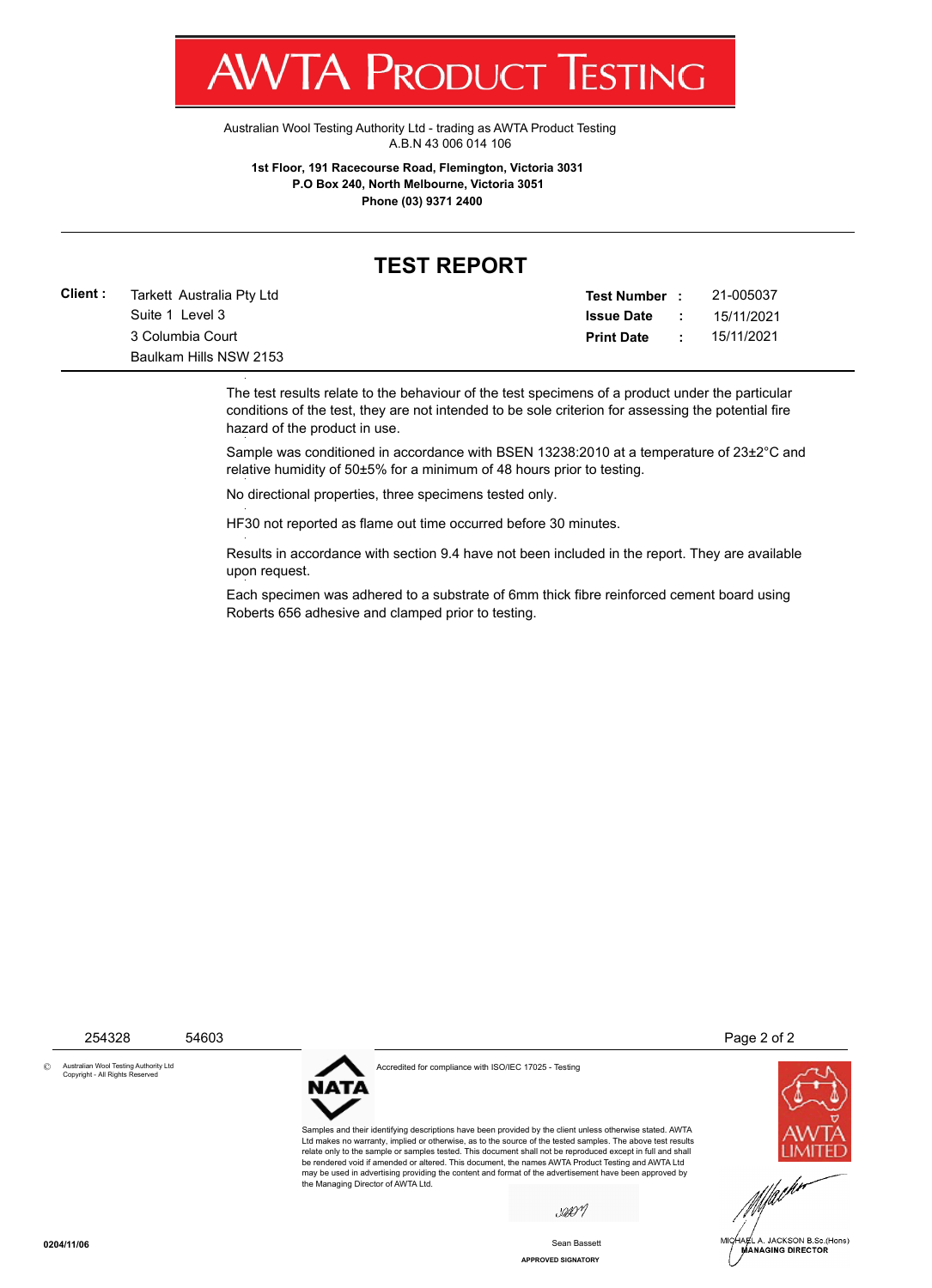# AWTA PRODUCT TESTING

Australian Wool Testing Authority Ltd - trading as AWTA Product Testing
A.B.N 43 006 014 106

**1st Floor, 191 Racecourse Road, Flemington, Victoria 3031**
**P.O Box 240, North Melbourne, Victoria 3051**
**Phone (03) 9371 2400**

## TEST REPORT

**Client :** Tarkett Australia Pty Ltd
Suite 1 Level 3
3 Columbia Court
Baulkam Hills NSW 2153

**Test Number :** 21-005037
**Issue Date :** 15/11/2021
**Print Date :** 15/11/2021

The test results relate to the behaviour of the test specimens of a product under the particular conditions of the test, they are not intended to be sole criterion for assessing the potential fire hazard of the product in use.

Sample was conditioned in accordance with BSEN 13238:2010 at a temperature of 23±2°C and relative humidity of 50±5% for a minimum of 48 hours prior to testing.

No directional properties, three specimens tested only.

HF30 not reported as flame out time occurred before 30 minutes.

Results in accordance with section 9.4 have not been included in the report. They are available upon request.

Each specimen was adhered to a substrate of 6mm thick fibre reinforced cement board using Roberts 656 adhesive and clamped prior to testing.

254328 54603

© Australian Wool Testing Authority Ltd
Copyright - All Rights Reserved

NATA

Accredited for compliance with ISO/IEC 17025 - Testing

Samples and their identifying descriptions have been provided by the client unless otherwise stated. AWTA Ltd makes no warranty, implied or otherwise, as to the source of the tested samples. The above test results relate only to the sample or samples tested. This document shall not be reproduced except in full and shall be rendered void if amended or altered. This document, the names AWTA Product Testing and AWTA Ltd may be used in advertising providing the content and format of the advertisement have been approved by the Managing Director of AWTA Ltd.

AWTA LIMITED

Sean Bassett
APPROVED SIGNATORY

MICHAEL A. JACKSON B.Sc.(Hons)
MANAGING DIRECTOR

0204/11/06